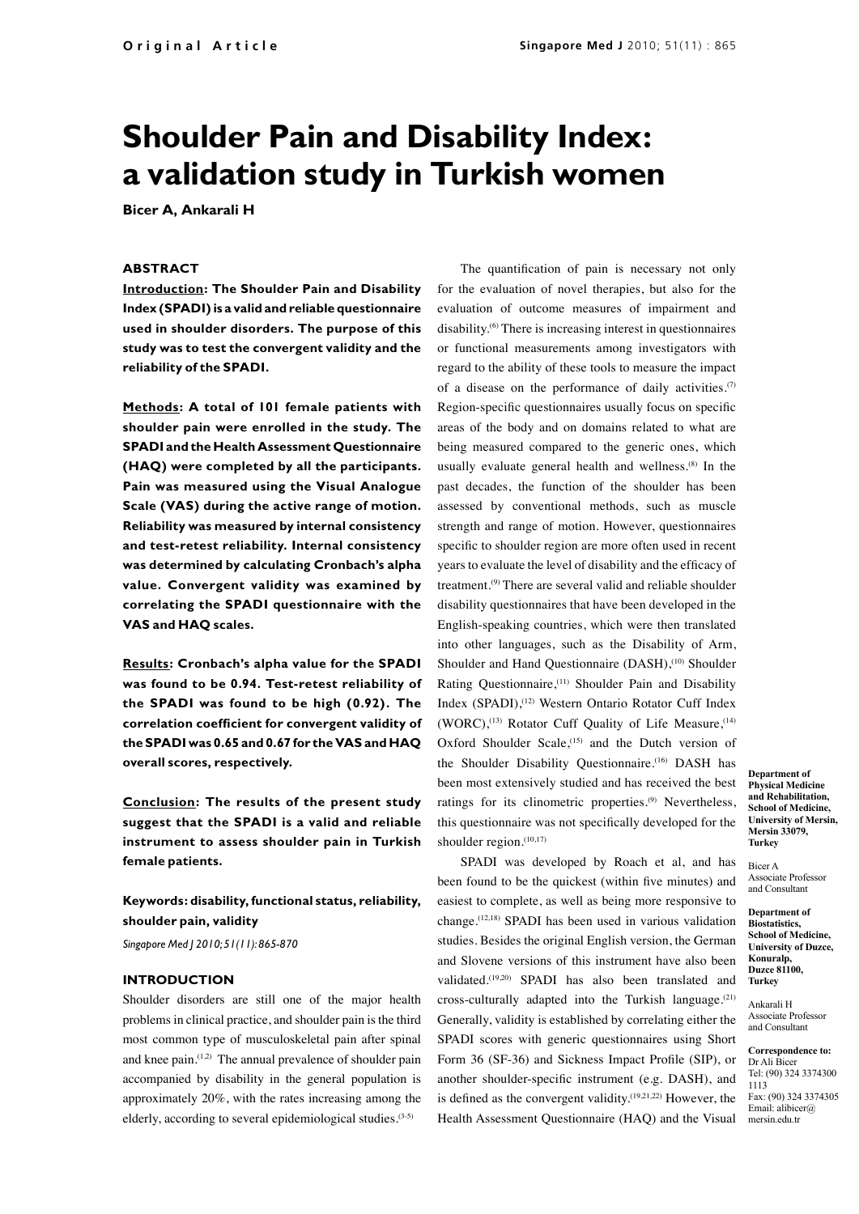# Shoulder Pain and Disability Index: a validation study in Turkish women

**Bicer A, Ankarali H**

## ABSTRACT

**Introduction: The Shoulder Pain and Disability Index (SPADI) is a valid and reliable questionnaire used in shoulder disorders. The purpose of this study was to test the convergent validity and the reliability of the SPADI.**

**Methods: A total of 101 female patients with shoulder pain were enrolled in the study. The SPADI and the Health Assessment Questionnaire (HAQ) were completed by all the participants. Pain was measured using the Visual Analogue Scale (VAS) during the active range of motion. Reliability was measured by internal consistency and test-retest reliability. Internal consistency was determined by calculating Cronbach's alpha value. Convergent validity was examined by correlating the SPADI questionnaire with the VAS and HAQ scales.**

**Results: Cronbach's alpha value for the SPADI was found to be 0.94. Test-retest reliability of the SPADI was found to be high (0.92). The correlation coefficient for convergent validity of the SPADI was 0.65 and 0.67 for the VAS and HAQ overall scores, respectively.**

**Conclusion: The results of the present study suggest that the SPADI is a valid and reliable instrument to assess shoulder pain in Turkish female patients.**

**Keywords: disability, functional status, reliability, shoulder pain, validity**

*Singapore Med J 2010; 51(11): 865-870*

## INTRODUCTION

Shoulder disorders are still one of the major health problems in clinical practice, and shoulder pain is the third most common type of musculoskeletal pain after spinal and knee pain.[1,2] The annual prevalence of shoulder pain accompanied by disability in the general population is approximately 20%, with the rates increasing among the elderly, according to several epidemiological studies.[3-5]

The quantification of pain is necessary not only for the evaluation of novel therapies, but also for the evaluation of outcome measures of impairment and disability.[6] There is increasing interest in questionnaires or functional measurements among investigators with regard to the ability of these tools to measure the impact of a disease on the performance of daily activities.[7] Region-specific questionnaires usually focus on specific areas of the body and on domains related to what are being measured compared to the generic ones, which usually evaluate general health and wellness.[8] In the past decades, the function of the shoulder has been assessed by conventional methods, such as muscle strength and range of motion. However, questionnaires specific to shoulder region are more often used in recent years to evaluate the level of disability and the efficacy of treatment.[9] There are several valid and reliable shoulder disability questionnaires that have been developed in the English-speaking countries, which were then translated into other languages, such as the Disability of Arm, Shoulder and Hand Questionnaire (DASH),[10] Shoulder Rating Questionnaire,[11] Shoulder Pain and Disability Index (SPADI),[12] Western Ontario Rotator Cuff Index (WORC),[13] Rotator Cuff Quality of Life Measure,[14] Oxford Shoulder Scale,[15] and the Dutch version of the Shoulder Disability Questionnaire.[16] DASH has been most extensively studied and has received the best ratings for its clinometric properties.[9] Nevertheless, this questionnaire was not specifically developed for the shoulder region.[10,17]

SPADI was developed by Roach et al, and has been found to be the quickest (within five minutes) and easiest to complete, as well as being more responsive to change.[12,18] SPADI has been used in various validation studies. Besides the original English version, the German and Slovene versions of this instrument have also been validated.[19,20] SPADI has also been translated and cross-culturally adapted into the Turkish language.[21] Generally, validity is established by correlating either the SPADI scores with generic questionnaires using Short Form 36 (SF-36) and Sickness Impact Profile (SIP), or another shoulder-specific instrument (e.g. DASH), and is defined as the convergent validity.[19,21,22] However, the Health Assessment Questionnaire (HAQ) and the Visual

**Department of Physical Medicine and Rehabilitation, School of Medicine, University of Mersin, Mersin 33079, Turkey**

Bicer A
Associate Professor and Consultant

**Department of Biostatistics, School of Medicine, University of Duzce, Konuralp, Duzce 81100, Turkey**

Ankarali H
Associate Professor and Consultant

**Correspondence to:**
Dr Ali Bicer
Tel: (90) 324 3374300 1113
Fax: (90) 324 3374305
Email: alibicer@mersin.edu.tr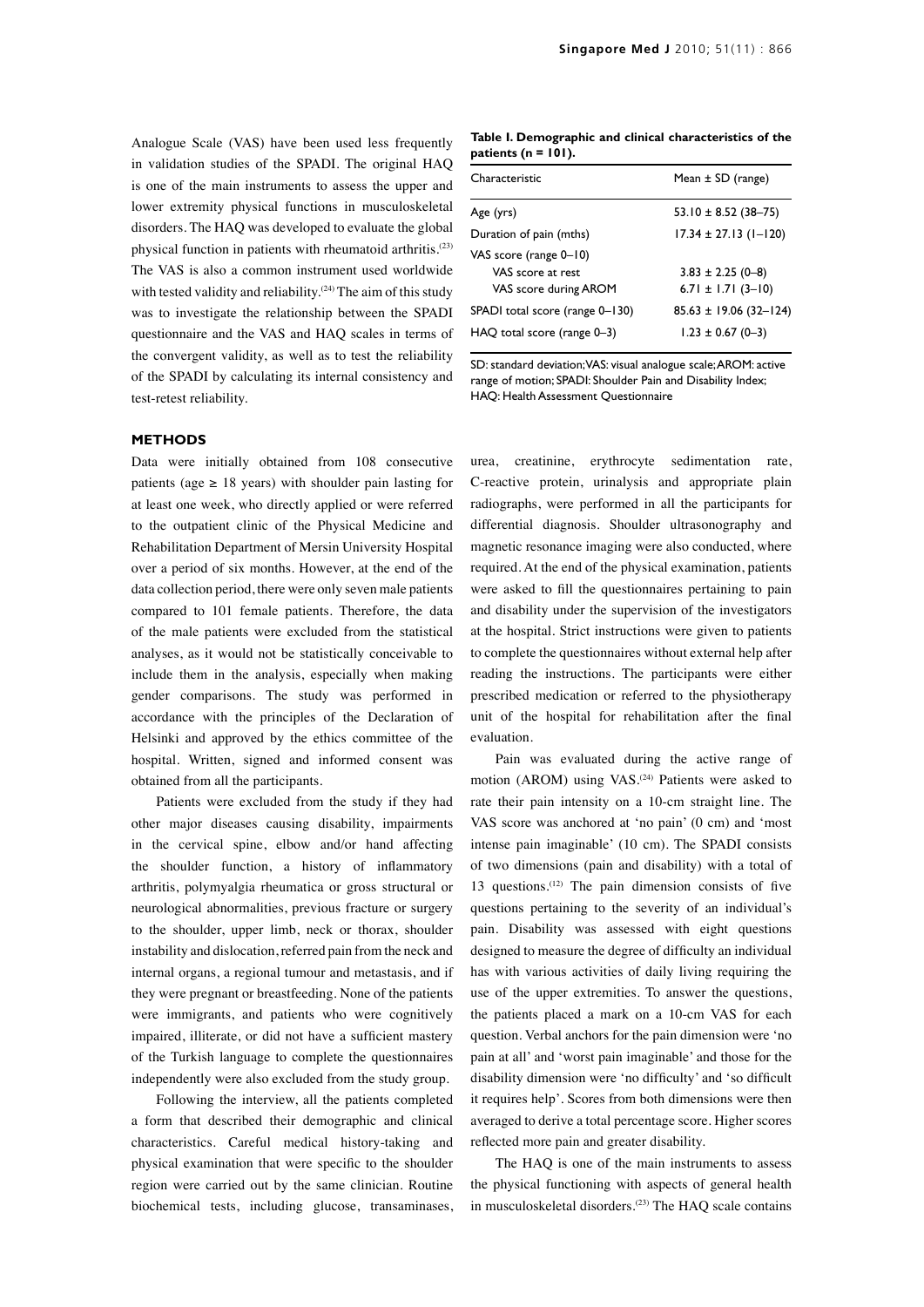Analogue Scale (VAS) have been used less frequently in validation studies of the SPADI. The original HAQ is one of the main instruments to assess the upper and lower extremity physical functions in musculoskeletal disorders. The HAQ was developed to evaluate the global physical function in patients with rheumatoid arthritis.[23] The VAS is also a common instrument used worldwide with tested validity and reliability.[24] The aim of this study was to investigate the relationship between the SPADI questionnaire and the VAS and HAQ scales in terms of the convergent validity, as well as to test the reliability of the SPADI by calculating its internal consistency and test-retest reliability.

**Table I. Demographic and clinical characteristics of the patients (n = 101).**

| Characteristic | Mean ± SD (range) |
|---|---|
| Age (yrs) | 53.10 ± 8.52 (38–75) |
| Duration of pain (mths) | 17.34 ± 27.13 (1–120) |
| VAS score (range 0–10) | |
| VAS score at rest | 3.83 ± 2.25 (0–8) |
| VAS score during AROM | 6.71 ± 1.71 (3–10) |
| SPADI total score (range 0–130) | 85.63 ± 19.06 (32–124) |
| HAQ total score (range 0–3) | 1.23 ± 0.67 (0–3) |

SD: standard deviation; VAS: visual analogue scale; AROM: active range of motion; SPADI: Shoulder Pain and Disability Index; HAQ: Health Assessment Questionnaire

## METHODS

Data were initially obtained from 108 consecutive patients (age ≥ 18 years) with shoulder pain lasting for at least one week, who directly applied or were referred to the outpatient clinic of the Physical Medicine and Rehabilitation Department of Mersin University Hospital over a period of six months. However, at the end of the data collection period, there were only seven male patients compared to 101 female patients. Therefore, the data of the male patients were excluded from the statistical analyses, as it would not be statistically conceivable to include them in the analysis, especially when making gender comparisons. The study was performed in accordance with the principles of the Declaration of Helsinki and approved by the ethics committee of the hospital. Written, signed and informed consent was obtained from all the participants.

Patients were excluded from the study if they had other major diseases causing disability, impairments in the cervical spine, elbow and/or hand affecting the shoulder function, a history of inflammatory arthritis, polymyalgia rheumatica or gross structural or neurological abnormalities, previous fracture or surgery to the shoulder, upper limb, neck or thorax, shoulder instability and dislocation, referred pain from the neck and internal organs, a regional tumour and metastasis, and if they were pregnant or breastfeeding. None of the patients were immigrants, and patients who were cognitively impaired, illiterate, or did not have a sufficient mastery of the Turkish language to complete the questionnaires independently were also excluded from the study group.

Following the interview, all the patients completed a form that described their demographic and clinical characteristics. Careful medical history-taking and physical examination that were specific to the shoulder region were carried out by the same clinician. Routine biochemical tests, including glucose, transaminases, urea, creatinine, erythrocyte sedimentation rate, C-reactive protein, urinalysis and appropriate plain radiographs, were performed in all the participants for differential diagnosis. Shoulder ultrasonography and magnetic resonance imaging were also conducted, where required. At the end of the physical examination, patients were asked to fill the questionnaires pertaining to pain and disability under the supervision of the investigators at the hospital. Strict instructions were given to patients to complete the questionnaires without external help after reading the instructions. The participants were either prescribed medication or referred to the physiotherapy unit of the hospital for rehabilitation after the final evaluation.

Pain was evaluated during the active range of motion (AROM) using VAS.[24] Patients were asked to rate their pain intensity on a 10-cm straight line. The VAS score was anchored at 'no pain' (0 cm) and 'most intense pain imaginable' (10 cm). The SPADI consists of two dimensions (pain and disability) with a total of 13 questions.[12] The pain dimension consists of five questions pertaining to the severity of an individual's pain. Disability was assessed with eight questions designed to measure the degree of difficulty an individual has with various activities of daily living requiring the use of the upper extremities. To answer the questions, the patients placed a mark on a 10-cm VAS for each question. Verbal anchors for the pain dimension were 'no pain at all' and 'worst pain imaginable' and those for the disability dimension were 'no difficulty' and 'so difficult it requires help'. Scores from both dimensions were then averaged to derive a total percentage score. Higher scores reflected more pain and greater disability.

The HAQ is one of the main instruments to assess the physical functioning with aspects of general health in musculoskeletal disorders.[23] The HAQ scale contains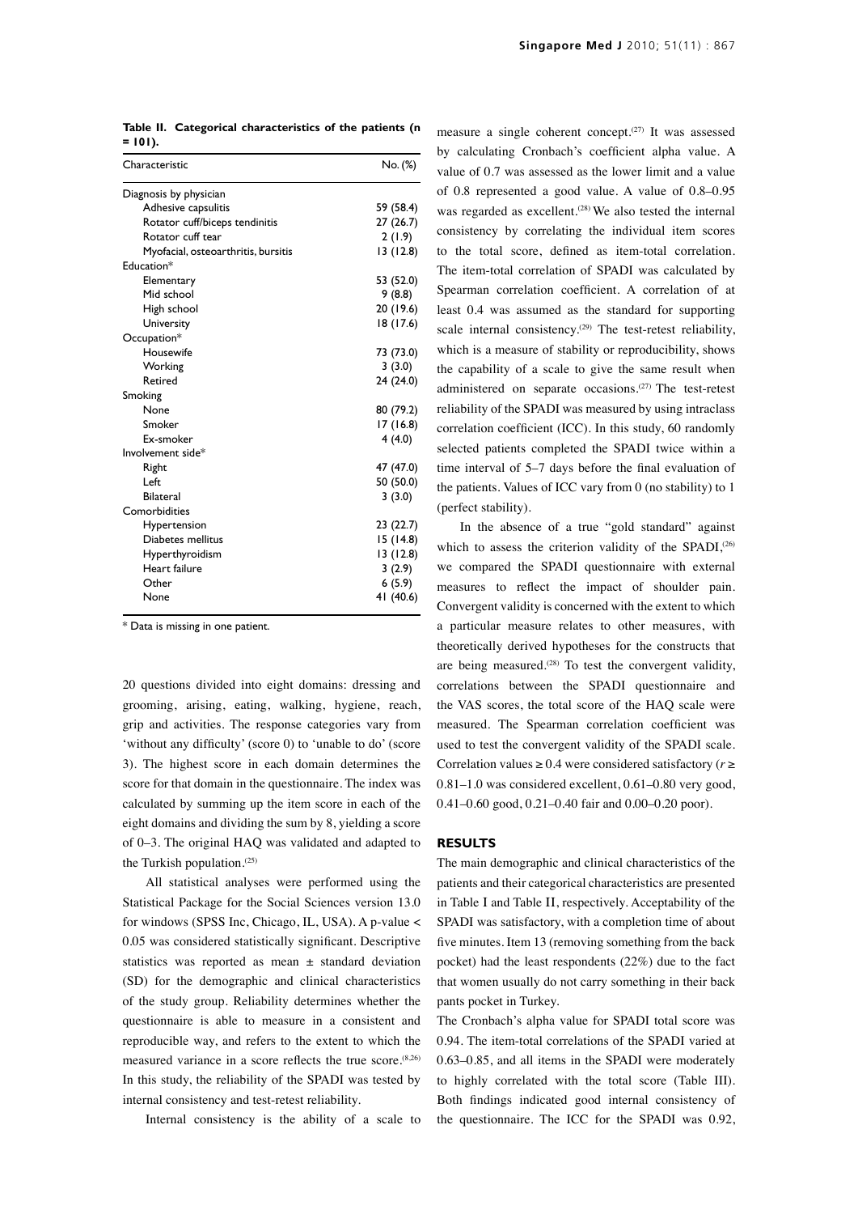**Table II. Categorical characteristics of the patients (n = 101).**

| Characteristic | No. (%) |
|---|---|
| Diagnosis by physician | |
| Adhesive capsulitis | 59 (58.4) |
| Rotator cuff/biceps tendinitis | 27 (26.7) |
| Rotator cuff tear | 2 (1.9) |
| Myofacial, osteoarthritis, bursitis | 13 (12.8) |
| Education* | |
| Elementary | 53 (52.0) |
| Mid school | 9 (8.8) |
| High school | 20 (19.6) |
| University | 18 (17.6) |
| Occupation* | |
| Housewife | 73 (73.0) |
| Working | 3 (3.0) |
| Retired | 24 (24.0) |
| Smoking | |
| None | 80 (79.2) |
| Smoker | 17 (16.8) |
| Ex-smoker | 4 (4.0) |
| Involvement side* | |
| Right | 47 (47.0) |
| Left | 50 (50.0) |
| Bilateral | 3 (3.0) |
| Comorbidities | |
| Hypertension | 23 (22.7) |
| Diabetes mellitus | 15 (14.8) |
| Hyperthyroidism | 13 (12.8) |
| Heart failure | 3 (2.9) |
| Other | 6 (5.9) |
| None | 41 (40.6) |

\* Data is missing in one patient.

20 questions divided into eight domains: dressing and grooming, arising, eating, walking, hygiene, reach, grip and activities. The response categories vary from 'without any difficulty' (score 0) to 'unable to do' (score 3). The highest score in each domain determines the score for that domain in the questionnaire. The index was calculated by summing up the item score in each of the eight domains and dividing the sum by 8, yielding a score of 0–3. The original HAQ was validated and adapted to the Turkish population.[25]

All statistical analyses were performed using the Statistical Package for the Social Sciences version 13.0 for windows (SPSS Inc, Chicago, IL, USA). A p-value < 0.05 was considered statistically significant. Descriptive statistics was reported as mean ± standard deviation (SD) for the demographic and clinical characteristics of the study group. Reliability determines whether the questionnaire is able to measure in a consistent and reproducible way, and refers to the extent to which the measured variance in a score reflects the true score.[8,26] In this study, the reliability of the SPADI was tested by internal consistency and test-retest reliability.

Internal consistency is the ability of a scale to measure a single coherent concept.[27] It was assessed by calculating Cronbach's coefficient alpha value. A value of 0.7 was assessed as the lower limit and a value of 0.8 represented a good value. A value of 0.8–0.95 was regarded as excellent.[28] We also tested the internal consistency by correlating the individual item scores to the total score, defined as item-total correlation. The item-total correlation of SPADI was calculated by Spearman correlation coefficient. A correlation of at least 0.4 was assumed as the standard for supporting scale internal consistency.[29] The test-retest reliability, which is a measure of stability or reproducibility, shows the capability of a scale to give the same result when administered on separate occasions.[27] The test-retest reliability of the SPADI was measured by using intraclass correlation coefficient (ICC). In this study, 60 randomly selected patients completed the SPADI twice within a time interval of 5–7 days before the final evaluation of the patients. Values of ICC vary from 0 (no stability) to 1 (perfect stability).

In the absence of a true "gold standard" against which to assess the criterion validity of the SPADI,[26] we compared the SPADI questionnaire with external measures to reflect the impact of shoulder pain. Convergent validity is concerned with the extent to which a particular measure relates to other measures, with theoretically derived hypotheses for the constructs that are being measured.[28] To test the convergent validity, correlations between the SPADI questionnaire and the VAS scores, the total score of the HAQ scale were measured. The Spearman correlation coefficient was used to test the convergent validity of the SPADI scale. Correlation values ≥ 0.4 were considered satisfactory ($r \geq$ 0.81–1.0 was considered excellent, 0.61–0.80 very good, 0.41–0.60 good, 0.21–0.40 fair and 0.00–0.20 poor).

## RESULTS

The main demographic and clinical characteristics of the patients and their categorical characteristics are presented in Table I and Table II, respectively. Acceptability of the SPADI was satisfactory, with a completion time of about five minutes. Item 13 (removing something from the back pocket) had the least respondents (22%) due to the fact that women usually do not carry something in their back pants pocket in Turkey.

The Cronbach's alpha value for SPADI total score was 0.94. The item-total correlations of the SPADI varied at 0.63–0.85, and all items in the SPADI were moderately to highly correlated with the total score (Table III). Both findings indicated good internal consistency of the questionnaire. The ICC for the SPADI was 0.92,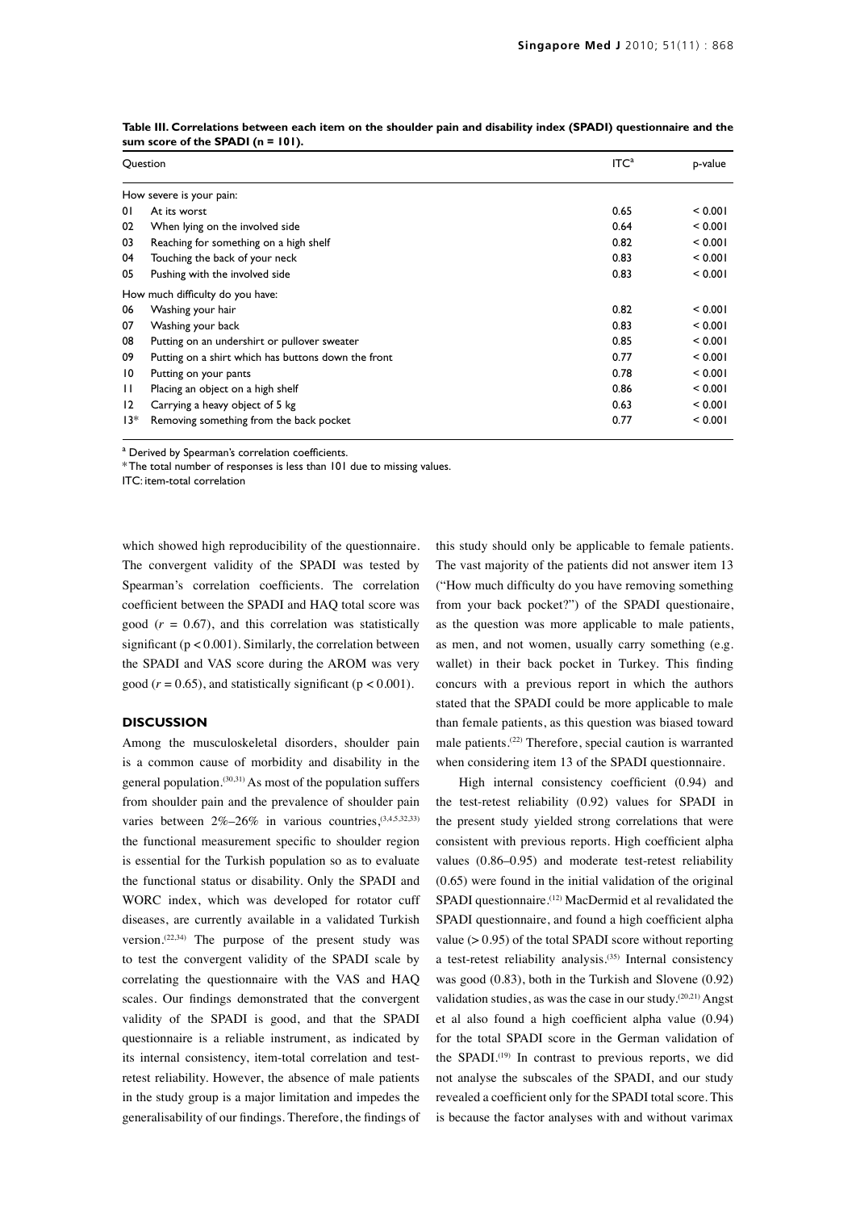**Table III. Correlations between each item on the shoulder pain and disability index (SPADI) questionnaire and the sum score of the SPADI (n = 101).**

| Question | | ITC[a] | p-value |
|---|---|---|---|
| How severe is your pain: | | | |
| 01 | At its worst | 0.65 | < 0.001 |
| 02 | When lying on the involved side | 0.64 | < 0.001 |
| 03 | Reaching for something on a high shelf | 0.82 | < 0.001 |
| 04 | Touching the back of your neck | 0.83 | < 0.001 |
| 05 | Pushing with the involved side | 0.83 | < 0.001 |
| How much difficulty do you have: | | | |
| 06 | Washing your hair | 0.82 | < 0.001 |
| 07 | Washing your back | 0.83 | < 0.001 |
| 08 | Putting on an undershirt or pullover sweater | 0.85 | < 0.001 |
| 09 | Putting on a shirt which has buttons down the front | 0.77 | < 0.001 |
| 10 | Putting on your pants | 0.78 | < 0.001 |
| 11 | Placing an object on a high shelf | 0.86 | < 0.001 |
| 12 | Carrying a heavy object of 5 kg | 0.63 | < 0.001 |
| 13* | Removing something from the back pocket | 0.77 | < 0.001 |

[a] Derived by Spearman's correlation coefficients.
* The total number of responses is less than 101 due to missing values.
ITC: item-total correlation

which showed high reproducibility of the questionnaire. The convergent validity of the SPADI was tested by Spearman's correlation coefficients. The correlation coefficient between the SPADI and HAQ total score was good ($r = 0.67$), and this correlation was statistically significant ($p < 0.001$). Similarly, the correlation between the SPADI and VAS score during the AROM was very good ($r = 0.65$), and statistically significant ($p < 0.001$).

## DISCUSSION

Among the musculoskeletal disorders, shoulder pain is a common cause of morbidity and disability in the general population.[30,31] As most of the population suffers from shoulder pain and the prevalence of shoulder pain varies between 2%–26% in various countries,[3,4,5,32,33] the functional measurement specific to shoulder region is essential for the Turkish population so as to evaluate the functional status or disability. Only the SPADI and WORC index, which was developed for rotator cuff diseases, are currently available in a validated Turkish version.[22,34] The purpose of the present study was to test the convergent validity of the SPADI scale by correlating the questionnaire with the VAS and HAQ scales. Our findings demonstrated that the convergent validity of the SPADI is good, and that the SPADI questionnaire is a reliable instrument, as indicated by its internal consistency, item-total correlation and test-retest reliability. However, the absence of male patients in the study group is a major limitation and impedes the generalisability of our findings. Therefore, the findings of this study should only be applicable to female patients. The vast majority of the patients did not answer item 13 ("How much difficulty do you have removing something from your back pocket?") of the SPADI questionaire, as the question was more applicable to male patients, as men, and not women, usually carry something (e.g. wallet) in their back pocket in Turkey. This finding concurs with a previous report in which the authors stated that the SPADI could be more applicable to male than female patients, as this question was biased toward male patients.[22] Therefore, special caution is warranted when considering item 13 of the SPADI questionnaire.

High internal consistency coefficient (0.94) and the test-retest reliability (0.92) values for SPADI in the present study yielded strong correlations that were consistent with previous reports. High coefficient alpha values (0.86–0.95) and moderate test-retest reliability (0.65) were found in the initial validation of the original SPADI questionnaire.[12] MacDermid et al revalidated the SPADI questionnaire, and found a high coefficient alpha value (> 0.95) of the total SPADI score without reporting a test-retest reliability analysis.[35] Internal consistency was good (0.83), both in the Turkish and Slovene (0.92) validation studies, as was the case in our study.[20,21] Angst et al also found a high coefficient alpha value (0.94) for the total SPADI score in the German validation of the SPADI.[19] In contrast to previous reports, we did not analyse the subscales of the SPADI, and our study revealed a coefficient only for the SPADI total score. This is because the factor analyses with and without varimax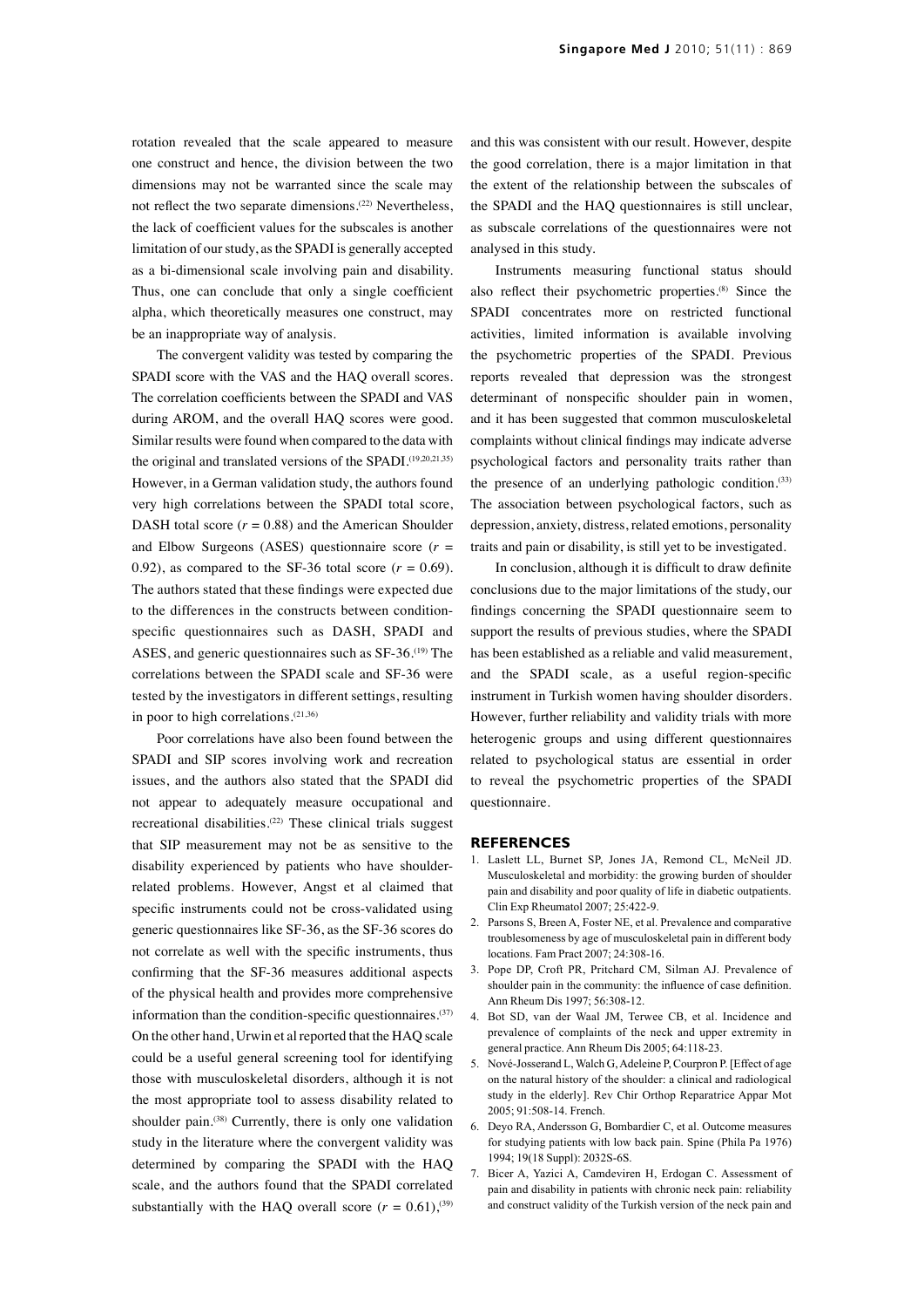rotation revealed that the scale appeared to measure one construct and hence, the division between the two dimensions may not be warranted since the scale may not reflect the two separate dimensions.[22] Nevertheless, the lack of coefficient values for the subscales is another limitation of our study, as the SPADI is generally accepted as a bi-dimensional scale involving pain and disability. Thus, one can conclude that only a single coefficient alpha, which theoretically measures one construct, may be an inappropriate way of analysis.

The convergent validity was tested by comparing the SPADI score with the VAS and the HAQ overall scores. The correlation coefficients between the SPADI and VAS during AROM, and the overall HAQ scores were good. Similar results were found when compared to the data with the original and translated versions of the SPADI.[19,20,21,35] However, in a German validation study, the authors found very high correlations between the SPADI total score, DASH total score ($r = 0.88$) and the American Shoulder and Elbow Surgeons (ASES) questionnaire score ($r = 0.92$), as compared to the SF-36 total score ($r = 0.69$). The authors stated that these findings were expected due to the differences in the constructs between condition-specific questionnaires such as DASH, SPADI and ASES, and generic questionnaires such as SF-36.[19] The correlations between the SPADI scale and SF-36 were tested by the investigators in different settings, resulting in poor to high correlations.[21,36]

Poor correlations have also been found between the SPADI and SIP scores involving work and recreation issues, and the authors also stated that the SPADI did not appear to adequately measure occupational and recreational disabilities.[22] These clinical trials suggest that SIP measurement may not be as sensitive to the disability experienced by patients who have shoulder-related problems. However, Angst et al claimed that specific instruments could not be cross-validated using generic questionnaires like SF-36, as the SF-36 scores do not correlate as well with the specific instruments, thus confirming that the SF-36 measures additional aspects of the physical health and provides more comprehensive information than the condition-specific questionnaires.[37] On the other hand, Urwin et al reported that the HAQ scale could be a useful general screening tool for identifying those with musculoskeletal disorders, although it is not the most appropriate tool to assess disability related to shoulder pain.[38] Currently, there is only one validation study in the literature where the convergent validity was determined by comparing the SPADI with the HAQ scale, and the authors found that the SPADI correlated substantially with the HAQ overall score ($r = 0.61$),[39] and this was consistent with our result. However, despite the good correlation, there is a major limitation in that the extent of the relationship between the subscales of the SPADI and the HAQ questionnaires is still unclear, as subscale correlations of the questionnaires were not analysed in this study.

Instruments measuring functional status should also reflect their psychometric properties.[8] Since the SPADI concentrates more on restricted functional activities, limited information is available involving the psychometric properties of the SPADI. Previous reports revealed that depression was the strongest determinant of nonspecific shoulder pain in women, and it has been suggested that common musculoskeletal complaints without clinical findings may indicate adverse psychological factors and personality traits rather than the presence of an underlying pathologic condition.[33] The association between psychological factors, such as depression, anxiety, distress, related emotions, personality traits and pain or disability, is still yet to be investigated.

In conclusion, although it is difficult to draw definite conclusions due to the major limitations of the study, our findings concerning the SPADI questionnaire seem to support the results of previous studies, where the SPADI has been established as a reliable and valid measurement, and the SPADI scale, as a useful region-specific instrument in Turkish women having shoulder disorders. However, further reliability and validity trials with more heterogenic groups and using different questionnaires related to psychological status are essential in order to reveal the psychometric properties of the SPADI questionnaire.

## REFERENCES

1. Laslett LL, Burnet SP, Jones JA, Remond CL, McNeil JD. Musculoskeletal and morbidity: the growing burden of shoulder pain and disability and poor quality of life in diabetic outpatients. Clin Exp Rheumatol 2007; 25:422-9.
2. Parsons S, Breen A, Foster NE, et al. Prevalence and comparative troublesomeness by age of musculoskeletal pain in different body locations. Fam Pract 2007; 24:308-16.
3. Pope DP, Croft PR, Pritchard CM, Silman AJ. Prevalence of shoulder pain in the community: the influence of case definition. Ann Rheum Dis 1997; 56:308-12.
4. Bot SD, van der Waal JM, Terwee CB, et al. Incidence and prevalence of complaints of the neck and upper extremity in general practice. Ann Rheum Dis 2005; 64:118-23.
5. Nové-Josserand L, Walch G, Adeleine P, Courpron P. [Effect of age on the natural history of the shoulder: a clinical and radiological study in the elderly]. Rev Chir Orthop Reparatrice Appar Mot 2005; 91:508-14. French.
6. Deyo RA, Andersson G, Bombardier C, et al. Outcome measures for studying patients with low back pain. Spine (Phila Pa 1976) 1994; 19(18 Suppl): 2032S-6S.
7. Bicer A, Yazici A, Camdeviren H, Erdogan C. Assessment of pain and disability in patients with chronic neck pain: reliability and construct validity of the Turkish version of the neck pain and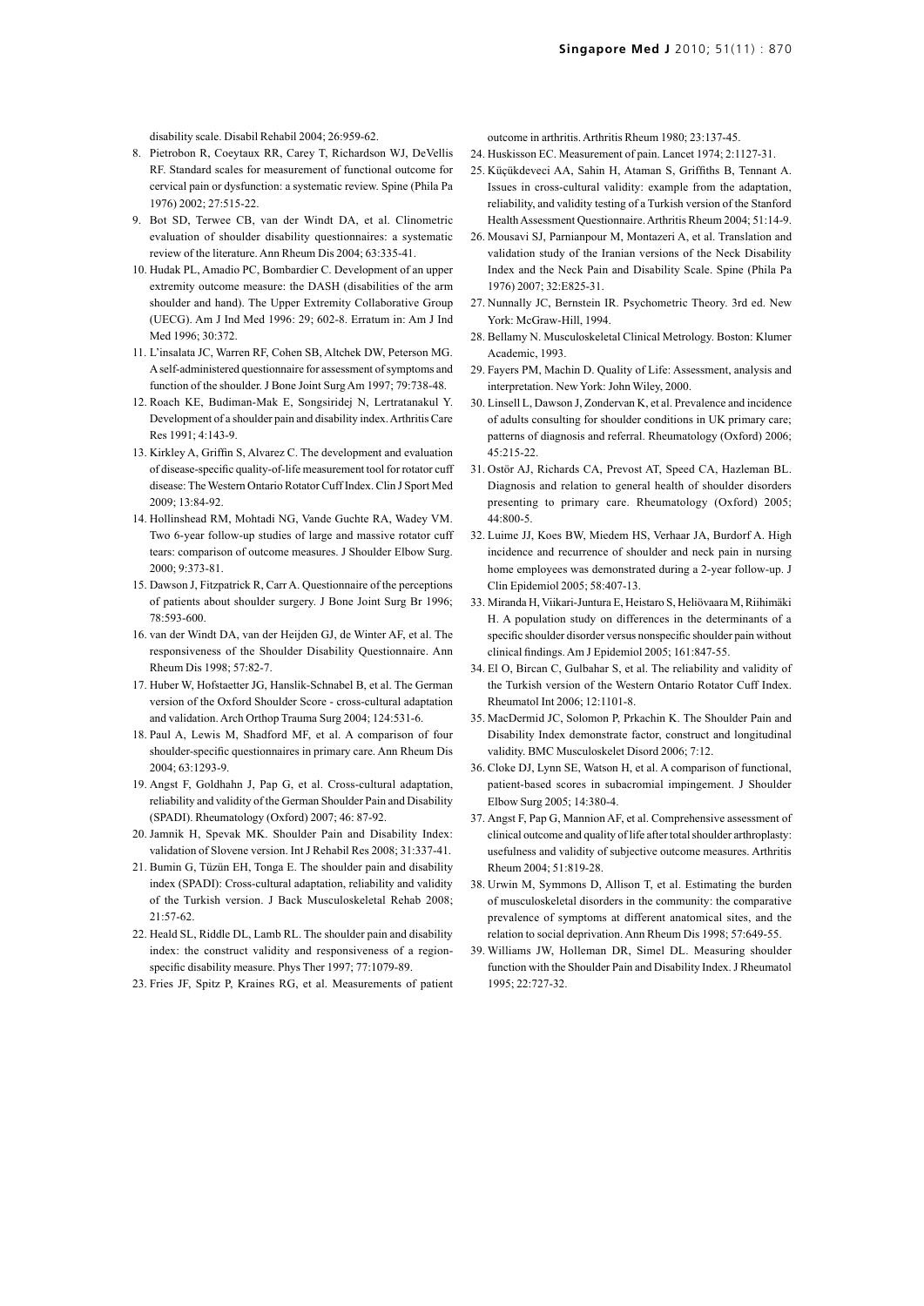disability scale. Disabil Rehabil 2004; 26:959-62.

8. Pietrobon R, Coeytaux RR, Carey T, Richardson WJ, DeVellis RF. Standard scales for measurement of functional outcome for cervical pain or dysfunction: a systematic review. Spine (Phila Pa 1976) 2002; 27:515-22.
9. Bot SD, Terwee CB, van der Windt DA, et al. Clinometric evaluation of shoulder disability questionnaires: a systematic review of the literature. Ann Rheum Dis 2004; 63:335-41.
10. Hudak PL, Amadio PC, Bombardier C. Development of an upper extremity outcome measure: the DASH (disabilities of the arm shoulder and hand). The Upper Extremity Collaborative Group (UECG). Am J Ind Med 1996: 29; 602-8. Erratum in: Am J Ind Med 1996; 30:372.
11. L'insalata JC, Warren RF, Cohen SB, Altchek DW, Peterson MG. A self-administered questionnaire for assessment of symptoms and function of the shoulder. J Bone Joint Surg Am 1997; 79:738-48.
12. Roach KE, Budiman-Mak E, Songsiridej N, Lertratanakul Y. Development of a shoulder pain and disability index. Arthritis Care Res 1991; 4:143-9.
13. Kirkley A, Griffin S, Alvarez C. The development and evaluation of disease-specific quality-of-life measurement tool for rotator cuff disease: The Western Ontario Rotator Cuff Index. Clin J Sport Med 2009; 13:84-92.
14. Hollinshead RM, Mohtadi NG, Vande Guchte RA, Wadey VM. Two 6-year follow-up studies of large and massive rotator cuff tears: comparison of outcome measures. J Shoulder Elbow Surg. 2000; 9:373-81.
15. Dawson J, Fitzpatrick R, Carr A. Questionnaire of the perceptions of patients about shoulder surgery. J Bone Joint Surg Br 1996; 78:593-600.
16. van der Windt DA, van der Heijden GJ, de Winter AF, et al. The responsiveness of the Shoulder Disability Questionnaire. Ann Rheum Dis 1998; 57:82-7.
17. Huber W, Hofstaetter JG, Hanslik-Schnabel B, et al. The German version of the Oxford Shoulder Score - cross-cultural adaptation and validation. Arch Orthop Trauma Surg 2004; 124:531-6.
18. Paul A, Lewis M, Shadford MF, et al. A comparison of four shoulder-specific questionnaires in primary care. Ann Rheum Dis 2004; 63:1293-9.
19. Angst F, Goldhahn J, Pap G, et al. Cross-cultural adaptation, reliability and validity of the German Shoulder Pain and Disability (SPADI). Rheumatology (Oxford) 2007; 46: 87-92.
20. Jamnik H, Spevak MK. Shoulder Pain and Disability Index: validation of Slovene version. Int J Rehabil Res 2008; 31:337-41.
21. Bumin G, Tüzün EH, Tonga E. The shoulder pain and disability index (SPADI): Cross-cultural adaptation, reliability and validity of the Turkish version. J Back Musculoskeletal Rehab 2008; 21:57-62.
22. Heald SL, Riddle DL, Lamb RL. The shoulder pain and disability index: the construct validity and responsiveness of a region-specific disability measure. Phys Ther 1997; 77:1079-89.
23. Fries JF, Spitz P, Kraines RG, et al. Measurements of patient outcome in arthritis. Arthritis Rheum 1980; 23:137-45.
24. Huskisson EC. Measurement of pain. Lancet 1974; 2:1127-31.
25. Küçükdeveci AA, Sahin H, Ataman S, Griffiths B, Tennant A. Issues in cross-cultural validity: example from the adaptation, reliability, and validity testing of a Turkish version of the Stanford Health Assessment Questionnaire. Arthritis Rheum 2004; 51:14-9.
26. Mousavi SJ, Parnianpour M, Montazeri A, et al. Translation and validation study of the Iranian versions of the Neck Disability Index and the Neck Pain and Disability Scale. Spine (Phila Pa 1976) 2007; 32:E825-31.
27. Nunnally JC, Bernstein IR. Psychometric Theory. 3rd ed. New York: McGraw-Hill, 1994.
28. Bellamy N. Musculoskeletal Clinical Metrology. Boston: Klumer Academic, 1993.
29. Fayers PM, Machin D. Quality of Life: Assessment, analysis and interpretation. New York: John Wiley, 2000.
30. Linsell L, Dawson J, Zondervan K, et al. Prevalence and incidence of adults consulting for shoulder conditions in UK primary care; patterns of diagnosis and referral. Rheumatology (Oxford) 2006; 45:215-22.
31. Ostör AJ, Richards CA, Prevost AT, Speed CA, Hazleman BL. Diagnosis and relation to general health of shoulder disorders presenting to primary care. Rheumatology (Oxford) 2005; 44:800-5.
32. Luime JJ, Koes BW, Miedem HS, Verhaar JA, Burdorf A. High incidence and recurrence of shoulder and neck pain in nursing home employees was demonstrated during a 2-year follow-up. J Clin Epidemiol 2005; 58:407-13.
33. Miranda H, Viikari-Juntura E, Heistaro S, Heliövaara M, Riihimäki H. A population study on differences in the determinants of a specific shoulder disorder versus nonspecific shoulder pain without clinical findings. Am J Epidemiol 2005; 161:847-55.
34. El O, Bircan C, Gulbahar S, et al. The reliability and validity of the Turkish version of the Western Ontario Rotator Cuff Index. Rheumatol Int 2006; 12:1101-8.
35. MacDermid JC, Solomon P, Prkachin K. The Shoulder Pain and Disability Index demonstrate factor, construct and longitudinal validity. BMC Musculoskelet Disord 2006; 7:12.
36. Cloke DJ, Lynn SE, Watson H, et al. A comparison of functional, patient-based scores in subacromial impingement. J Shoulder Elbow Surg 2005; 14:380-4.
37. Angst F, Pap G, Mannion AF, et al. Comprehensive assessment of clinical outcome and quality of life after total shoulder arthroplasty: usefulness and validity of subjective outcome measures. Arthritis Rheum 2004; 51:819-28.
38. Urwin M, Symmons D, Allison T, et al. Estimating the burden of musculoskeletal disorders in the community: the comparative prevalence of symptoms at different anatomical sites, and the relation to social deprivation. Ann Rheum Dis 1998; 57:649-55.
39. Williams JW, Holleman DR, Simel DL. Measuring shoulder function with the Shoulder Pain and Disability Index. J Rheumatol 1995; 22:727-32.